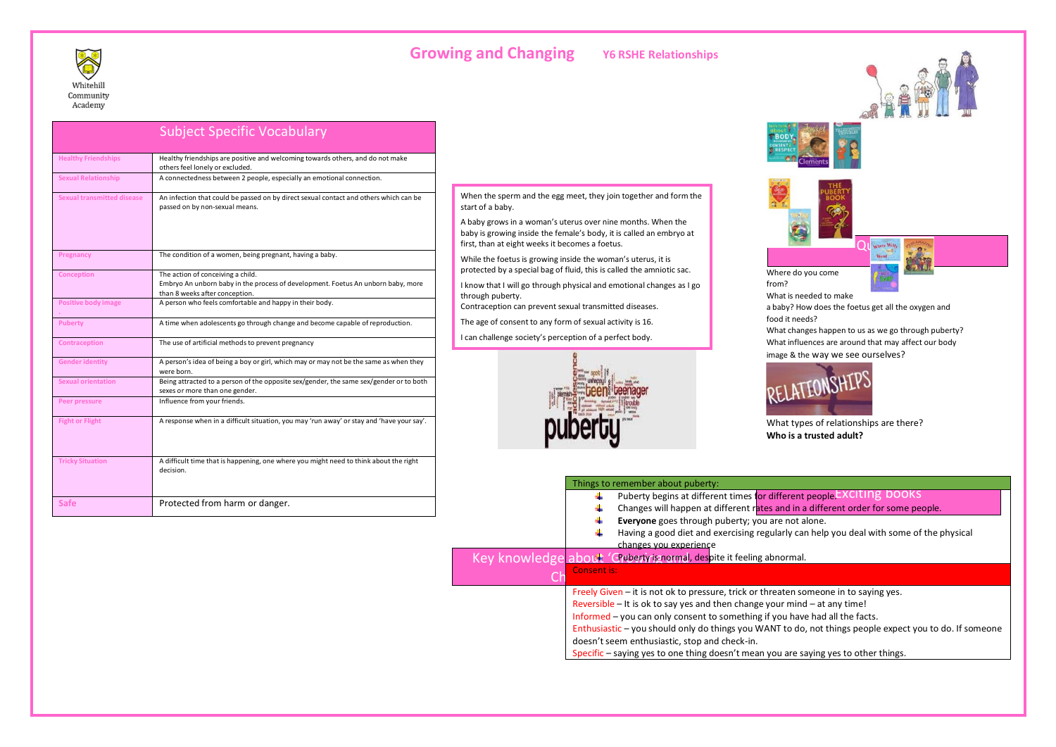Whitehill Community Academy

# Growing and Changing

## Y6 RSHE Relationships

## Subject Specific Vocabulary

| Term | Definition |
|---|---|
| Healthy Friendships | Healthy friendships are positive and welcoming towards others, and do not make others feel lonely or excluded. |
| Sexual Relationship | A connectedness between 2 people, especially an emotional connection. |
| Sexual transmitted disease | An infection that could be passed on by direct sexual contact and others which can be passed on by non-sexual means. |
| Pregnancy | The condition of a women, being pregnant, having a baby. |
| Conception | The action of conceiving a child. Embryo An unborn baby in the process of development. Foetus An unborn baby, more than 8 weeks after conception. |
| Positive body image | A person who feels comfortable and happy in their body. |
| Puberty | A time when adolescents go through change and become capable of reproduction. |
| Contraception | The use of artificial methods to prevent pregnancy |
| Gender identity | A person's idea of being a boy or girl, which may or may not be the same as when they were born. |
| Sexual orientation | Being attracted to a person of the opposite sex/gender, the same sex/gender or to both sexes or more than one gender. |
| Peer pressure | Influence from your friends. |
| Fight or Flight | A response when in a difficult situation, you may 'run away' or stay and 'have your say'. |
| Tricky Situation | A difficult time that is happening, one where you might need to think about the right decision. |
| Safe | Protected from harm or danger. |

## Key knowledge about 'Growing and Changing'

When the sperm and the egg meet, they join together and form the start of a baby.

A baby grows in a woman's uterus over nine months. When the baby is growing inside the female's body, it is called an embryo at first, than at eight weeks it becomes a foetus.

While the foetus is growing inside the woman's uterus, it is protected by a special bag of fluid, this is called the amniotic sac.

I know that I will go through physical and emotional changes as I go through puberty.
Contraception can prevent sexual transmitted diseases.

The age of consent to any form of sexual activity is 16.

I can challenge society's perception of a perfect body.

## Exciting books

## Questions

Where do you come from?

What is needed to make a baby? How does the foetus get all the oxygen and food it needs?

What changes happen to us as we go through puberty?

What influences are around that may affect our body image & the way we see ourselves?

What types of relationships are there?

**Who is a trusted adult?**

### Things to remember about puberty:

- Puberty begins at different times for different people.
- Changes will happen at different rates and in a different order for some people.
- **Everyone** goes through puberty; you are not alone.
- Having a good diet and exercising regularly can help you deal with some of the physical changes you experience
- Puberty is normal, despite it feeling abnormal.

### Consent is:

Freely Given – it is not ok to pressure, trick or threaten someone in to saying yes.
Reversible – It is ok to say yes and then change your mind – at any time!
Informed – you can only consent to something if you have had all the facts.
Enthusiastic – you should only do things you WANT to do, not things people expect you to do. If someone doesn't seem enthusiastic, stop and check-in.
Specific – saying yes to one thing doesn't mean you are saying yes to other things.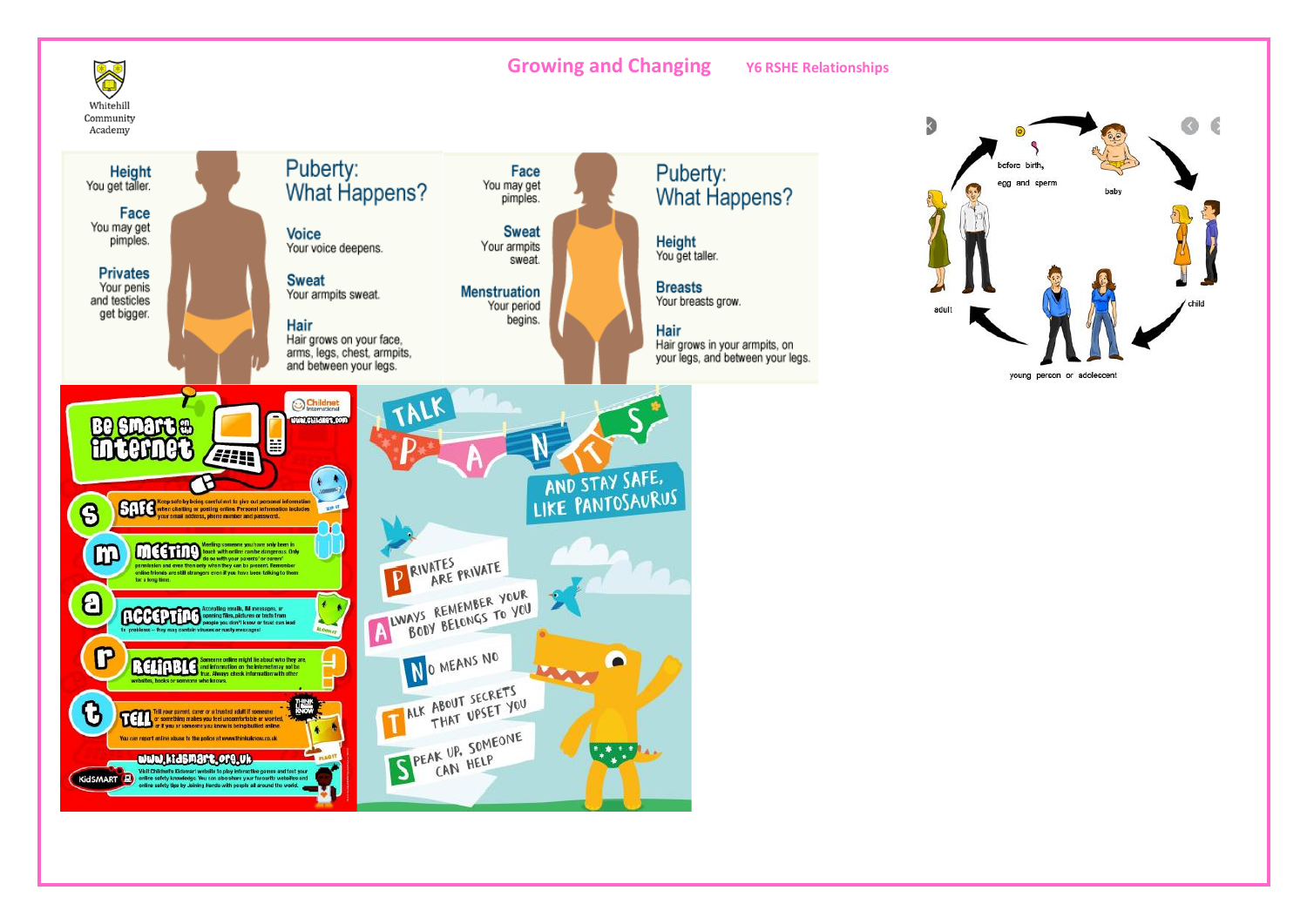Whitehill Community Academy

# Growing and Changing

**Y6 RSHE Relationships**

## Puberty: What Happens?

**Height**
You get taller.

**Face**
You may get pimples.

**Privates**
Your penis and testicles get bigger.

**Voice**
Your voice deepens.

**Sweat**
Your armpits sweat.

**Hair**
Hair grows on your face, arms, legs, chest, armpits, and between your legs.

## Puberty: What Happens?

**Face**
You may get pimples.

**Sweat**
Your armpits sweat.

**Menstruation**
Your period begins.

**Height**
You get taller.

**Breasts**
Your breasts grow.

**Hair**
Hair grows in your armpits, on your legs, and between your legs.

before birth, egg and sperm

baby

child

young person or adolescent

adult

## Be Smart on the internet

Childnet International
www.childnet.com

**S** SAFE
Keep safe by being careful not to give out personal information when chatting or posting online. Personal information includes your email address, phone number and password.

**M** MEETING
Meeting someone you have only been in touch with online can be dangerous. Only do so with your parents' or carers' permission and even then only when they can be present. Remember online friends are still strangers even if you have been talking to them for a long time.

**A** ACCEPTING
Accepting emails, IM messages, or opening files, pictures or texts from people you don't know or trust can lead to problems – they may contain viruses or nasty messages!

**R** RELIABLE
Someone online might lie about who they are and information on the internet may not be true. Always check information with other websites, books or someone who knows.

**T** TELL
Tell your parent, carer or a trusted adult if someone or something makes you feel uncomfortable or worried, or if you or someone you know is being bullied online.
You can report online abuse to the police at www.thinkuknow.co.uk

www.kidsmart.org.uk

KidSMART
Visit Childnet's Kidsmart website to play interactive games and test your online safety knowledge. You can also share your favourite websites and online safety tips by joining Hands with people all around the world.

## TALK PANTS AND STAY SAFE, LIKE PANTOSAURUS

**P**rivates are private

**A**lways remember your body belongs to you

**N**o means no

**T**alk about secrets that upset you

**S**peak up, someone can help